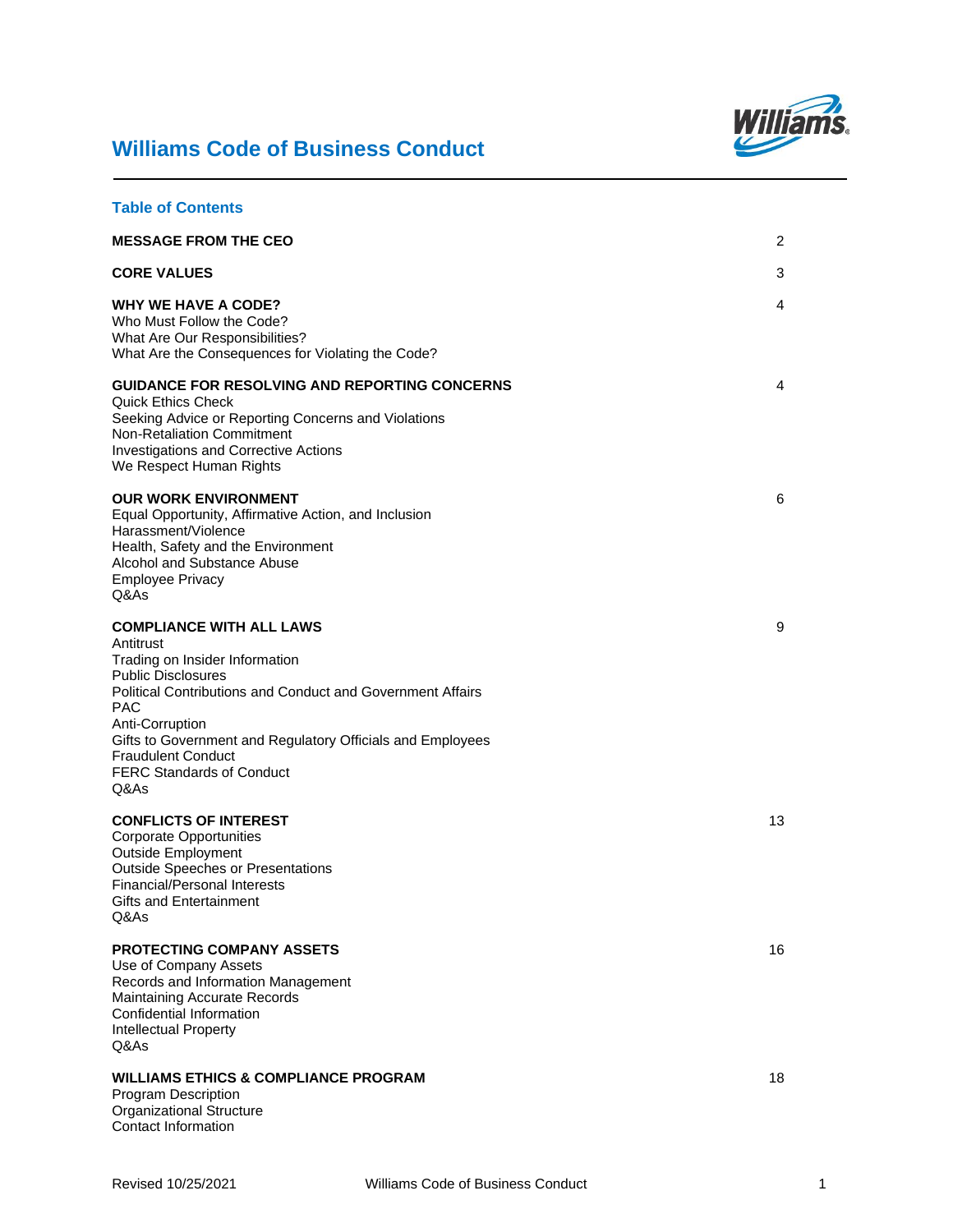# Williams Code of Business Conduct

## Table of Contents

| Section | Page |
|---|---|
| **MESSAGE FROM THE CEO** | 2 |
| **CORE VALUES** | 3 |
| **WHY WE HAVE A CODE?**<br>Who Must Follow the Code?<br>What Are Our Responsibilities?<br>What Are the Consequences for Violating the Code? | 4 |
| **GUIDANCE FOR RESOLVING AND REPORTING CONCERNS**<br>Quick Ethics Check<br>Seeking Advice or Reporting Concerns and Violations<br>Non-Retaliation Commitment<br>Investigations and Corrective Actions<br>We Respect Human Rights | 4 |
| **OUR WORK ENVIRONMENT**<br>Equal Opportunity, Affirmative Action, and Inclusion<br>Harassment/Violence<br>Health, Safety and the Environment<br>Alcohol and Substance Abuse<br>Employee Privacy<br>Q&As | 6 |
| **COMPLIANCE WITH ALL LAWS**<br>Antitrust<br>Trading on Insider Information<br>Public Disclosures<br>Political Contributions and Conduct and Government Affairs<br>PAC<br>Anti-Corruption<br>Gifts to Government and Regulatory Officials and Employees<br>Fraudulent Conduct<br>FERC Standards of Conduct<br>Q&As | 9 |
| **CONFLICTS OF INTEREST**<br>Corporate Opportunities<br>Outside Employment<br>Outside Speeches or Presentations<br>Financial/Personal Interests<br>Gifts and Entertainment<br>Q&As | 13 |
| **PROTECTING COMPANY ASSETS**<br>Use of Company Assets<br>Records and Information Management<br>Maintaining Accurate Records<br>Confidential Information<br>Intellectual Property<br>Q&As | 16 |
| **WILLIAMS ETHICS & COMPLIANCE PROGRAM**<br>Program Description<br>Organizational Structure<br>Contact Information | 18 |

Revised 10/25/2021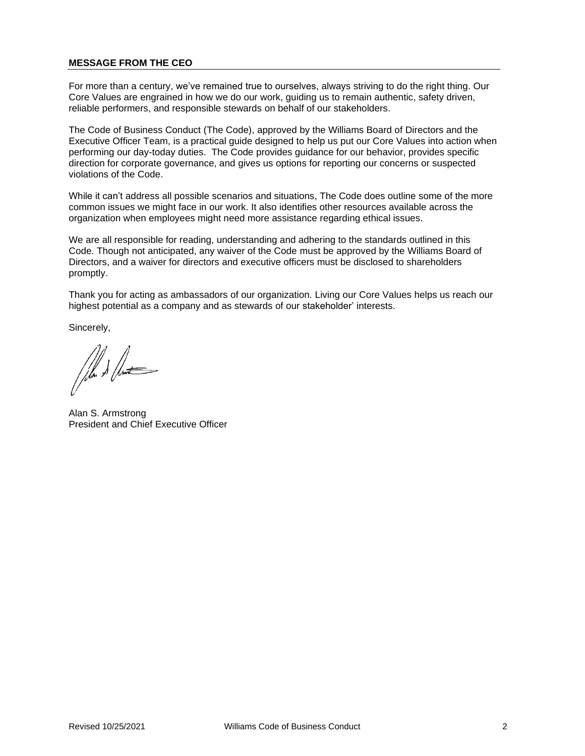## MESSAGE FROM THE CEO

For more than a century, we've remained true to ourselves, always striving to do the right thing. Our Core Values are engrained in how we do our work, guiding us to remain authentic, safety driven, reliable performers, and responsible stewards on behalf of our stakeholders.

The Code of Business Conduct (The Code), approved by the Williams Board of Directors and the Executive Officer Team, is a practical guide designed to help us put our Core Values into action when performing our day-today duties. The Code provides guidance for our behavior, provides specific direction for corporate governance, and gives us options for reporting our concerns or suspected violations of the Code.

While it can't address all possible scenarios and situations, The Code does outline some of the more common issues we might face in our work. It also identifies other resources available across the organization when employees might need more assistance regarding ethical issues.

We are all responsible for reading, understanding and adhering to the standards outlined in this Code. Though not anticipated, any waiver of the Code must be approved by the Williams Board of Directors, and a waiver for directors and executive officers must be disclosed to shareholders promptly.

Thank you for acting as ambassadors of our organization. Living our Core Values helps us reach our highest potential as a company and as stewards of our stakeholder' interests.

Sincerely,

Alan S. Armstrong
President and Chief Executive Officer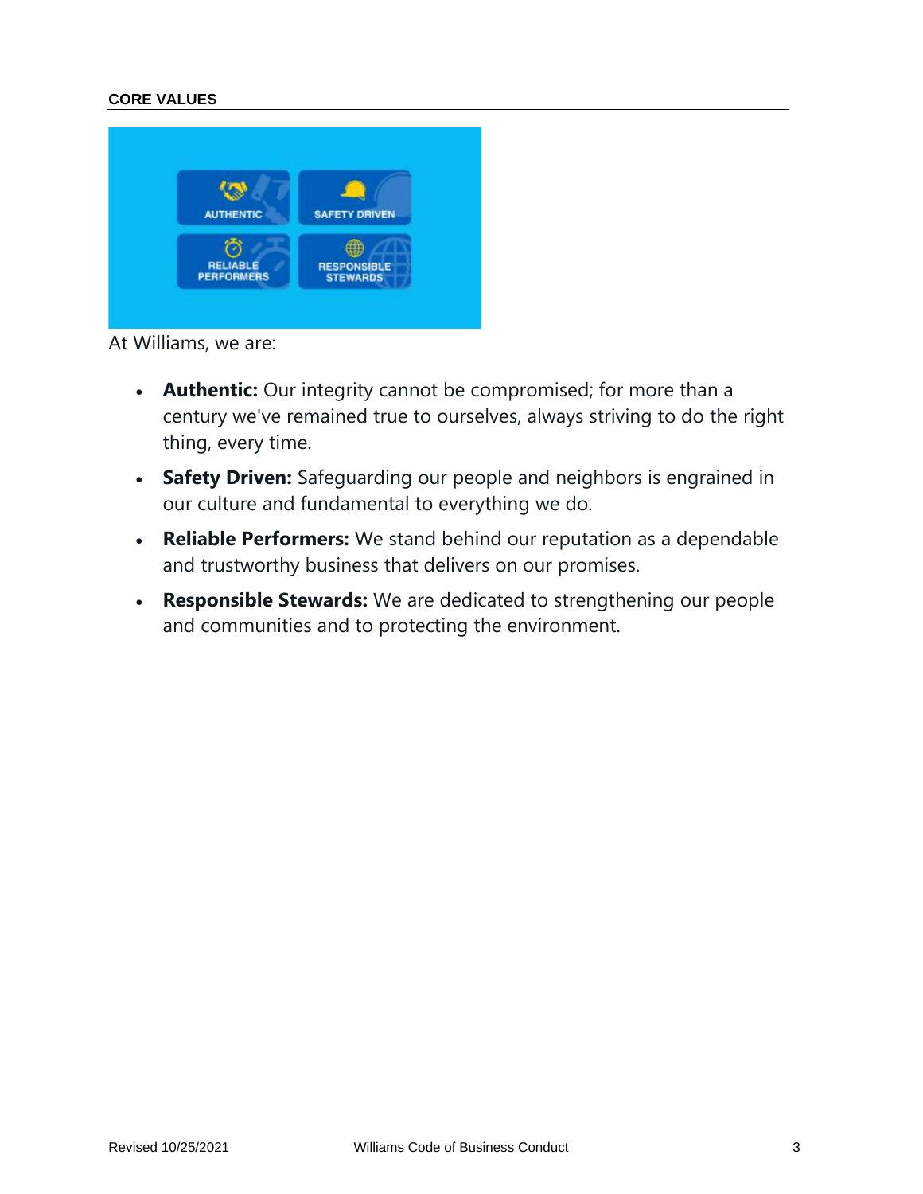## CORE VALUES

At Williams, we are:

- **Authentic:** Our integrity cannot be compromised; for more than a century we've remained true to ourselves, always striving to do the right thing, every time.
- **Safety Driven:** Safeguarding our people and neighbors is engrained in our culture and fundamental to everything we do.
- **Reliable Performers:** We stand behind our reputation as a dependable and trustworthy business that delivers on our promises.
- **Responsible Stewards:** We are dedicated to strengthening our people and communities and to protecting the environment.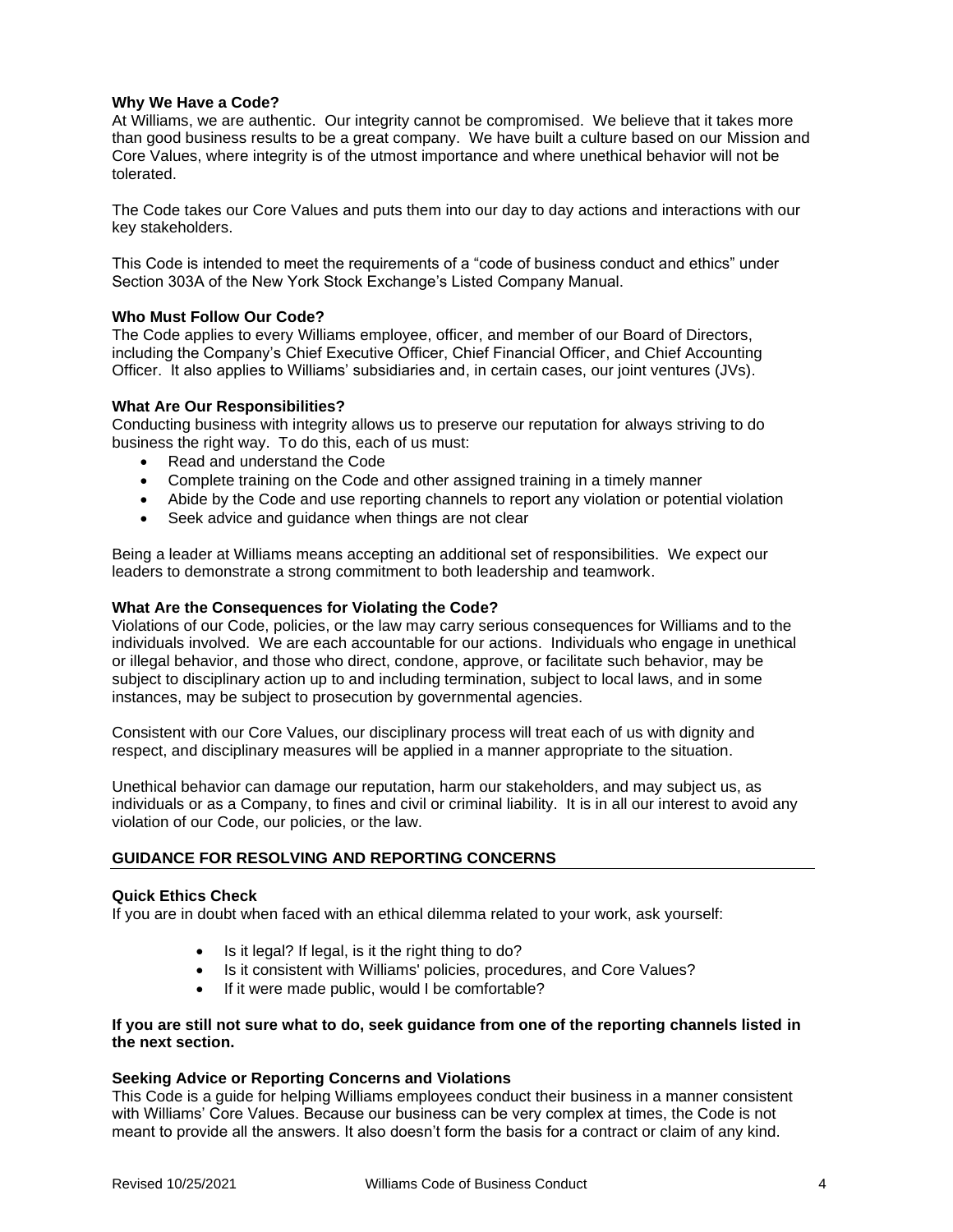**Why We Have a Code?**

At Williams, we are authentic. Our integrity cannot be compromised. We believe that it takes more than good business results to be a great company. We have built a culture based on our Mission and Core Values, where integrity is of the utmost importance and where unethical behavior will not be tolerated.

The Code takes our Core Values and puts them into our day to day actions and interactions with our key stakeholders.

This Code is intended to meet the requirements of a "code of business conduct and ethics" under Section 303A of the New York Stock Exchange's Listed Company Manual.

**Who Must Follow Our Code?**

The Code applies to every Williams employee, officer, and member of our Board of Directors, including the Company's Chief Executive Officer, Chief Financial Officer, and Chief Accounting Officer. It also applies to Williams' subsidiaries and, in certain cases, our joint ventures (JVs).

**What Are Our Responsibilities?**

Conducting business with integrity allows us to preserve our reputation for always striving to do business the right way. To do this, each of us must:

- Read and understand the Code
- Complete training on the Code and other assigned training in a timely manner
- Abide by the Code and use reporting channels to report any violation or potential violation
- Seek advice and guidance when things are not clear

Being a leader at Williams means accepting an additional set of responsibilities. We expect our leaders to demonstrate a strong commitment to both leadership and teamwork.

**What Are the Consequences for Violating the Code?**

Violations of our Code, policies, or the law may carry serious consequences for Williams and to the individuals involved. We are each accountable for our actions. Individuals who engage in unethical or illegal behavior, and those who direct, condone, approve, or facilitate such behavior, may be subject to disciplinary action up to and including termination, subject to local laws, and in some instances, may be subject to prosecution by governmental agencies.

Consistent with our Core Values, our disciplinary process will treat each of us with dignity and respect, and disciplinary measures will be applied in a manner appropriate to the situation.

Unethical behavior can damage our reputation, harm our stakeholders, and may subject us, as individuals or as a Company, to fines and civil or criminal liability. It is in all our interest to avoid any violation of our Code, our policies, or the law.

## GUIDANCE FOR RESOLVING AND REPORTING CONCERNS

**Quick Ethics Check**

If you are in doubt when faced with an ethical dilemma related to your work, ask yourself:

- Is it legal? If legal, is it the right thing to do?
- Is it consistent with Williams' policies, procedures, and Core Values?
- If it were made public, would I be comfortable?

**If you are still not sure what to do, seek guidance from one of the reporting channels listed in the next section.**

**Seeking Advice or Reporting Concerns and Violations**

This Code is a guide for helping Williams employees conduct their business in a manner consistent with Williams' Core Values. Because our business can be very complex at times, the Code is not meant to provide all the answers. It also doesn't form the basis for a contract or claim of any kind.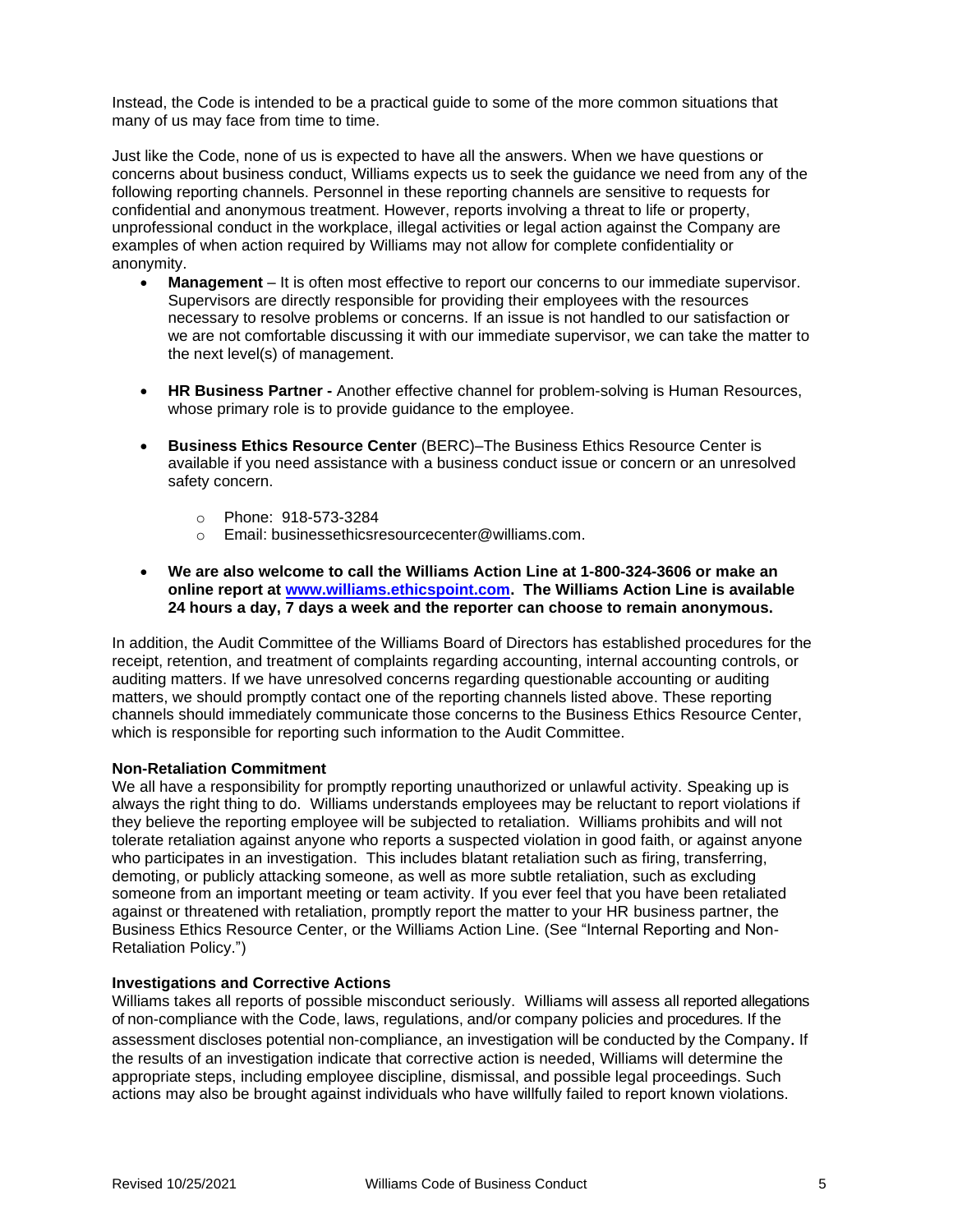Instead, the Code is intended to be a practical guide to some of the more common situations that many of us may face from time to time.

Just like the Code, none of us is expected to have all the answers. When we have questions or concerns about business conduct, Williams expects us to seek the guidance we need from any of the following reporting channels. Personnel in these reporting channels are sensitive to requests for confidential and anonymous treatment. However, reports involving a threat to life or property, unprofessional conduct in the workplace, illegal activities or legal action against the Company are examples of when action required by Williams may not allow for complete confidentiality or anonymity.

- **Management** – It is often most effective to report our concerns to our immediate supervisor. Supervisors are directly responsible for providing their employees with the resources necessary to resolve problems or concerns. If an issue is not handled to our satisfaction or we are not comfortable discussing it with our immediate supervisor, we can take the matter to the next level(s) of management.

- **HR Business Partner -** Another effective channel for problem-solving is Human Resources, whose primary role is to provide guidance to the employee.

- **Business Ethics Resource Center** (BERC)–The Business Ethics Resource Center is available if you need assistance with a business conduct issue or concern or an unresolved safety concern.
    - Phone: 918-573-3284
    - Email: businessethicsresourcecenter@williams.com.

- **We are also welcome to call the Williams Action Line at 1-800-324-3606 or make an online report at [www.williams.ethicspoint.com](www.williams.ethicspoint.com). The Williams Action Line is available 24 hours a day, 7 days a week and the reporter can choose to remain anonymous.**

In addition, the Audit Committee of the Williams Board of Directors has established procedures for the receipt, retention, and treatment of complaints regarding accounting, internal accounting controls, or auditing matters. If we have unresolved concerns regarding questionable accounting or auditing matters, we should promptly contact one of the reporting channels listed above. These reporting channels should immediately communicate those concerns to the Business Ethics Resource Center, which is responsible for reporting such information to the Audit Committee.

**Non-Retaliation Commitment**

We all have a responsibility for promptly reporting unauthorized or unlawful activity. Speaking up is always the right thing to do. Williams understands employees may be reluctant to report violations if they believe the reporting employee will be subjected to retaliation. Williams prohibits and will not tolerate retaliation against anyone who reports a suspected violation in good faith, or against anyone who participates in an investigation. This includes blatant retaliation such as firing, transferring, demoting, or publicly attacking someone, as well as more subtle retaliation, such as excluding someone from an important meeting or team activity. If you ever feel that you have been retaliated against or threatened with retaliation, promptly report the matter to your HR business partner, the Business Ethics Resource Center, or the Williams Action Line. (See "Internal Reporting and Non-Retaliation Policy.")

**Investigations and Corrective Actions**

Williams takes all reports of possible misconduct seriously. Williams will assess all reported allegations of non-compliance with the Code, laws, regulations, and/or company policies and procedures. If the assessment discloses potential non-compliance, an investigation will be conducted by the Company. If the results of an investigation indicate that corrective action is needed, Williams will determine the appropriate steps, including employee discipline, dismissal, and possible legal proceedings. Such actions may also be brought against individuals who have willfully failed to report known violations.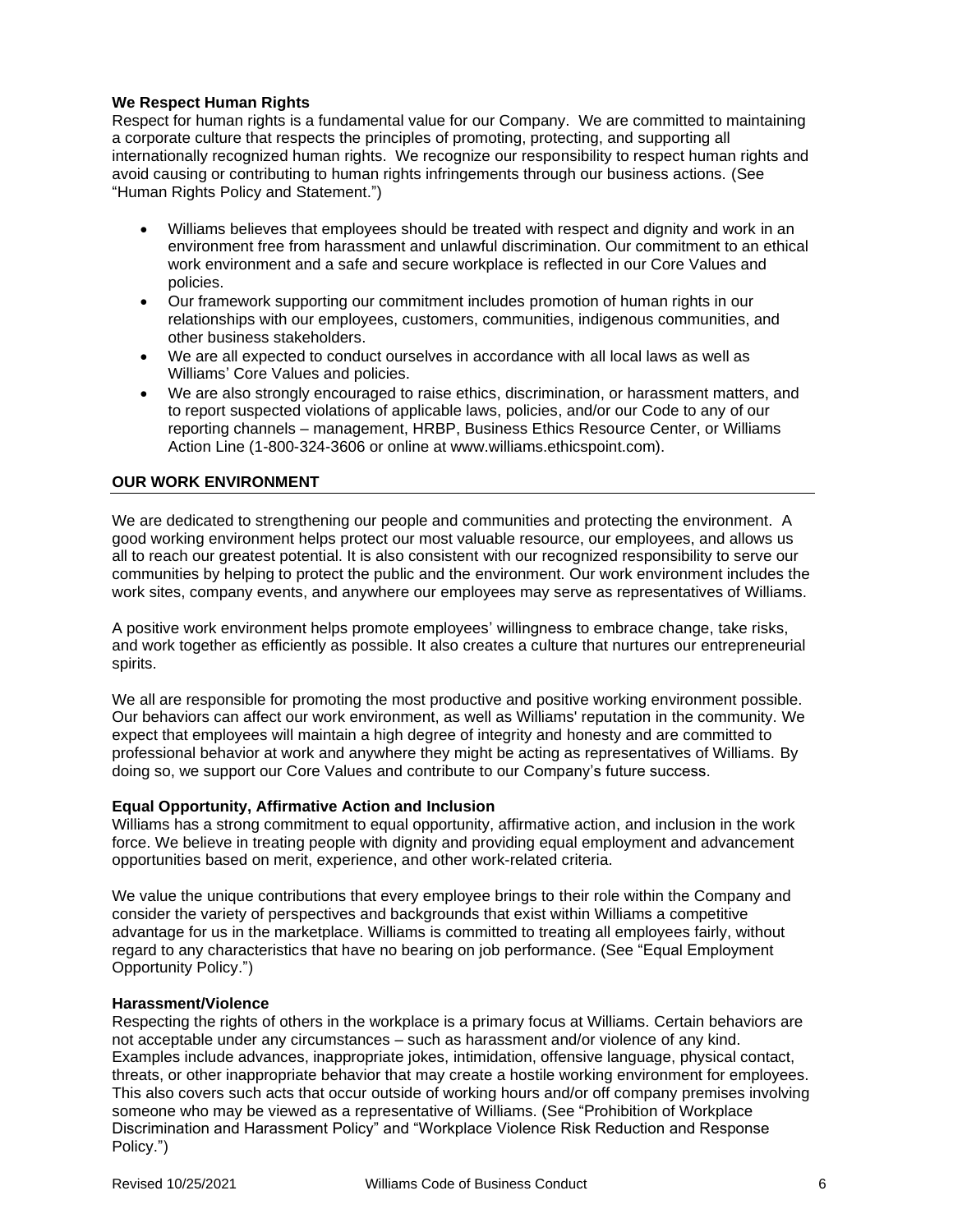### We Respect Human Rights

Respect for human rights is a fundamental value for our Company. We are committed to maintaining a corporate culture that respects the principles of promoting, protecting, and supporting all internationally recognized human rights. We recognize our responsibility to respect human rights and avoid causing or contributing to human rights infringements through our business actions. (See "Human Rights Policy and Statement.")

- Williams believes that employees should be treated with respect and dignity and work in an environment free from harassment and unlawful discrimination. Our commitment to an ethical work environment and a safe and secure workplace is reflected in our Core Values and policies.
- Our framework supporting our commitment includes promotion of human rights in our relationships with our employees, customers, communities, indigenous communities, and other business stakeholders.
- We are all expected to conduct ourselves in accordance with all local laws as well as Williams' Core Values and policies.
- We are also strongly encouraged to raise ethics, discrimination, or harassment matters, and to report suspected violations of applicable laws, policies, and/or our Code to any of our reporting channels – management, HRBP, Business Ethics Resource Center, or Williams Action Line (1-800-324-3606 or online at www.williams.ethicspoint.com).

## OUR WORK ENVIRONMENT

We are dedicated to strengthening our people and communities and protecting the environment. A good working environment helps protect our most valuable resource, our employees, and allows us all to reach our greatest potential. It is also consistent with our recognized responsibility to serve our communities by helping to protect the public and the environment. Our work environment includes the work sites, company events, and anywhere our employees may serve as representatives of Williams.

A positive work environment helps promote employees' willingness to embrace change, take risks, and work together as efficiently as possible. It also creates a culture that nurtures our entrepreneurial spirits.

We all are responsible for promoting the most productive and positive working environment possible. Our behaviors can affect our work environment, as well as Williams' reputation in the community. We expect that employees will maintain a high degree of integrity and honesty and are committed to professional behavior at work and anywhere they might be acting as representatives of Williams. By doing so, we support our Core Values and contribute to our Company's future success.

### Equal Opportunity, Affirmative Action and Inclusion

Williams has a strong commitment to equal opportunity, affirmative action, and inclusion in the work force. We believe in treating people with dignity and providing equal employment and advancement opportunities based on merit, experience, and other work-related criteria.

We value the unique contributions that every employee brings to their role within the Company and consider the variety of perspectives and backgrounds that exist within Williams a competitive advantage for us in the marketplace. Williams is committed to treating all employees fairly, without regard to any characteristics that have no bearing on job performance. (See "Equal Employment Opportunity Policy.")

### Harassment/Violence

Respecting the rights of others in the workplace is a primary focus at Williams. Certain behaviors are not acceptable under any circumstances – such as harassment and/or violence of any kind. Examples include advances, inappropriate jokes, intimidation, offensive language, physical contact, threats, or other inappropriate behavior that may create a hostile working environment for employees. This also covers such acts that occur outside of working hours and/or off company premises involving someone who may be viewed as a representative of Williams. (See "Prohibition of Workplace Discrimination and Harassment Policy" and "Workplace Violence Risk Reduction and Response Policy.")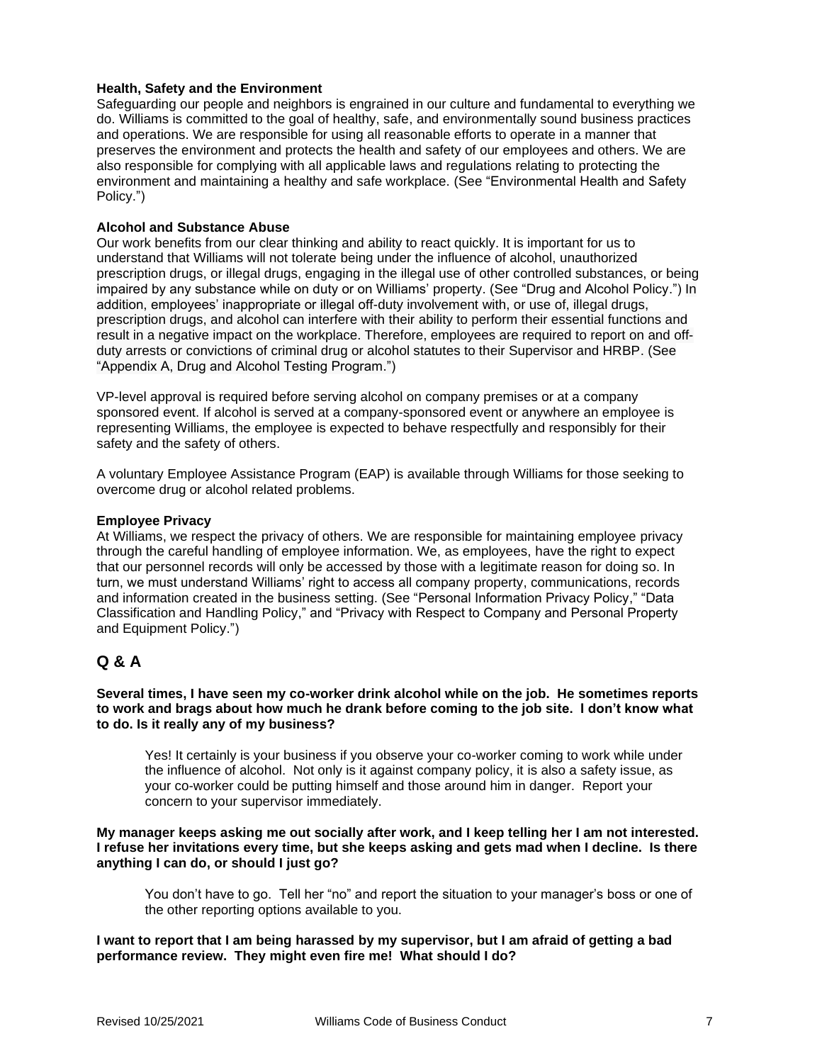### Health, Safety and the Environment

Safeguarding our people and neighbors is engrained in our culture and fundamental to everything we do. Williams is committed to the goal of healthy, safe, and environmentally sound business practices and operations. We are responsible for using all reasonable efforts to operate in a manner that preserves the environment and protects the health and safety of our employees and others. We are also responsible for complying with all applicable laws and regulations relating to protecting the environment and maintaining a healthy and safe workplace. (See "Environmental Health and Safety Policy.")

### Alcohol and Substance Abuse

Our work benefits from our clear thinking and ability to react quickly. It is important for us to understand that Williams will not tolerate being under the influence of alcohol, unauthorized prescription drugs, or illegal drugs, engaging in the illegal use of other controlled substances, or being impaired by any substance while on duty or on Williams' property. (See "Drug and Alcohol Policy.") In addition, employees' inappropriate or illegal off-duty involvement with, or use of, illegal drugs, prescription drugs, and alcohol can interfere with their ability to perform their essential functions and result in a negative impact on the workplace. Therefore, employees are required to report on and off-duty arrests or convictions of criminal drug or alcohol statutes to their Supervisor and HRBP. (See "Appendix A, Drug and Alcohol Testing Program.")

VP-level approval is required before serving alcohol on company premises or at a company sponsored event. If alcohol is served at a company-sponsored event or anywhere an employee is representing Williams, the employee is expected to behave respectfully and responsibly for their safety and the safety of others.

A voluntary Employee Assistance Program (EAP) is available through Williams for those seeking to overcome drug or alcohol related problems.

### Employee Privacy

At Williams, we respect the privacy of others. We are responsible for maintaining employee privacy through the careful handling of employee information. We, as employees, have the right to expect that our personnel records will only be accessed by those with a legitimate reason for doing so. In turn, we must understand Williams' right to access all company property, communications, records and information created in the business setting. (See "Personal Information Privacy Policy," "Data Classification and Handling Policy," and "Privacy with Respect to Company and Personal Property and Equipment Policy.")

## Q & A

**Several times, I have seen my co-worker drink alcohol while on the job. He sometimes reports to work and brags about how much he drank before coming to the job site. I don't know what to do. Is it really any of my business?**

> Yes! It certainly is your business if you observe your co-worker coming to work while under the influence of alcohol. Not only is it against company policy, it is also a safety issue, as your co-worker could be putting himself and those around him in danger. Report your concern to your supervisor immediately.

**My manager keeps asking me out socially after work, and I keep telling her I am not interested. I refuse her invitations every time, but she keeps asking and gets mad when I decline. Is there anything I can do, or should I just go?**

> You don't have to go. Tell her "no" and report the situation to your manager's boss or one of the other reporting options available to you.

**I want to report that I am being harassed by my supervisor, but I am afraid of getting a bad performance review. They might even fire me! What should I do?**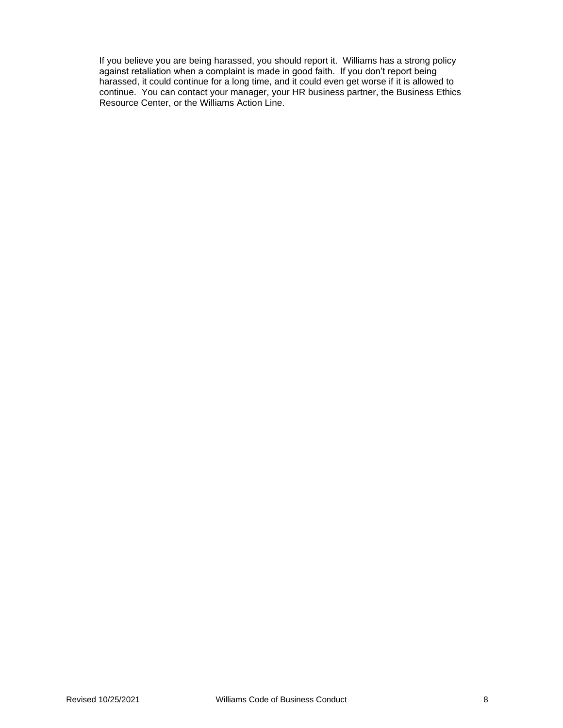If you believe you are being harassed, you should report it. Williams has a strong policy against retaliation when a complaint is made in good faith. If you don't report being harassed, it could continue for a long time, and it could even get worse if it is allowed to continue. You can contact your manager, your HR business partner, the Business Ethics Resource Center, or the Williams Action Line.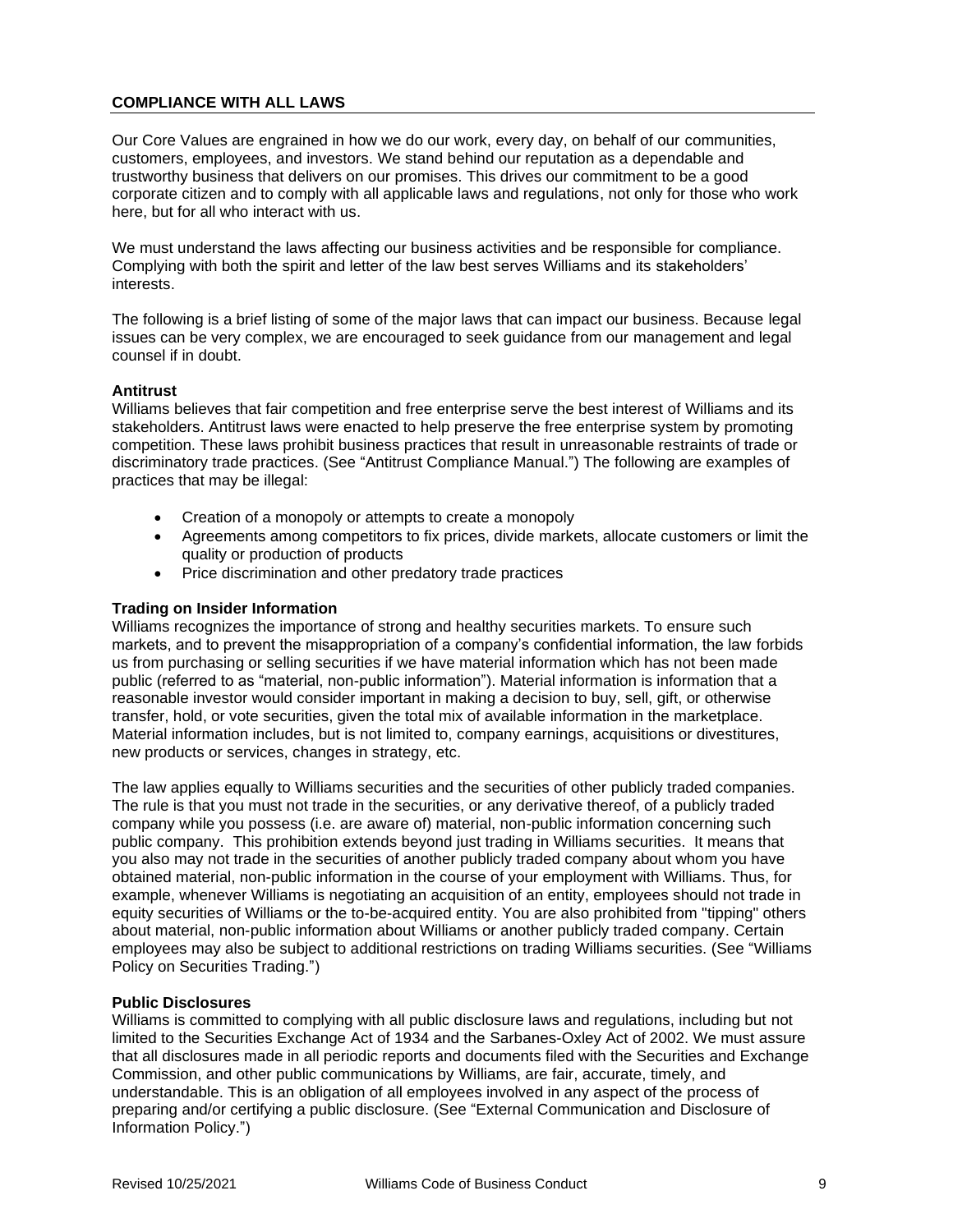## COMPLIANCE WITH ALL LAWS

Our Core Values are engrained in how we do our work, every day, on behalf of our communities, customers, employees, and investors. We stand behind our reputation as a dependable and trustworthy business that delivers on our promises. This drives our commitment to be a good corporate citizen and to comply with all applicable laws and regulations, not only for those who work here, but for all who interact with us.

We must understand the laws affecting our business activities and be responsible for compliance. Complying with both the spirit and letter of the law best serves Williams and its stakeholders' interests.

The following is a brief listing of some of the major laws that can impact our business. Because legal issues can be very complex, we are encouraged to seek guidance from our management and legal counsel if in doubt.

### Antitrust

Williams believes that fair competition and free enterprise serve the best interest of Williams and its stakeholders. Antitrust laws were enacted to help preserve the free enterprise system by promoting competition. These laws prohibit business practices that result in unreasonable restraints of trade or discriminatory trade practices. (See "Antitrust Compliance Manual.") The following are examples of practices that may be illegal:

- Creation of a monopoly or attempts to create a monopoly
- Agreements among competitors to fix prices, divide markets, allocate customers or limit the quality or production of products
- Price discrimination and other predatory trade practices

### Trading on Insider Information

Williams recognizes the importance of strong and healthy securities markets. To ensure such markets, and to prevent the misappropriation of a company's confidential information, the law forbids us from purchasing or selling securities if we have material information which has not been made public (referred to as "material, non-public information"). Material information is information that a reasonable investor would consider important in making a decision to buy, sell, gift, or otherwise transfer, hold, or vote securities, given the total mix of available information in the marketplace. Material information includes, but is not limited to, company earnings, acquisitions or divestitures, new products or services, changes in strategy, etc.

The law applies equally to Williams securities and the securities of other publicly traded companies. The rule is that you must not trade in the securities, or any derivative thereof, of a publicly traded company while you possess (i.e. are aware of) material, non-public information concerning such public company. This prohibition extends beyond just trading in Williams securities. It means that you also may not trade in the securities of another publicly traded company about whom you have obtained material, non-public information in the course of your employment with Williams. Thus, for example, whenever Williams is negotiating an acquisition of an entity, employees should not trade in equity securities of Williams or the to-be-acquired entity. You are also prohibited from "tipping" others about material, non-public information about Williams or another publicly traded company. Certain employees may also be subject to additional restrictions on trading Williams securities. (See "Williams Policy on Securities Trading.")

### Public Disclosures

Williams is committed to complying with all public disclosure laws and regulations, including but not limited to the Securities Exchange Act of 1934 and the Sarbanes-Oxley Act of 2002. We must assure that all disclosures made in all periodic reports and documents filed with the Securities and Exchange Commission, and other public communications by Williams, are fair, accurate, timely, and understandable. This is an obligation of all employees involved in any aspect of the process of preparing and/or certifying a public disclosure. (See "External Communication and Disclosure of Information Policy.")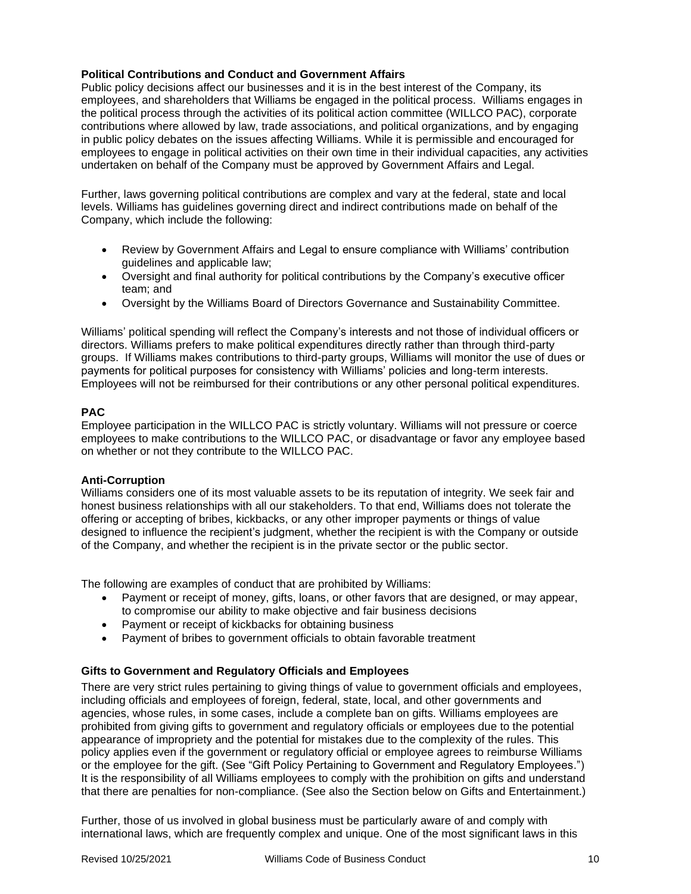**Political Contributions and Conduct and Government Affairs**

Public policy decisions affect our businesses and it is in the best interest of the Company, its employees, and shareholders that Williams be engaged in the political process. Williams engages in the political process through the activities of its political action committee (WILLCO PAC), corporate contributions where allowed by law, trade associations, and political organizations, and by engaging in public policy debates on the issues affecting Williams. While it is permissible and encouraged for employees to engage in political activities on their own time in their individual capacities, any activities undertaken on behalf of the Company must be approved by Government Affairs and Legal.

Further, laws governing political contributions are complex and vary at the federal, state and local levels. Williams has guidelines governing direct and indirect contributions made on behalf of the Company, which include the following:

- Review by Government Affairs and Legal to ensure compliance with Williams' contribution guidelines and applicable law;
- Oversight and final authority for political contributions by the Company's executive officer team; and
- Oversight by the Williams Board of Directors Governance and Sustainability Committee.

Williams' political spending will reflect the Company's interests and not those of individual officers or directors. Williams prefers to make political expenditures directly rather than through third-party groups. If Williams makes contributions to third-party groups, Williams will monitor the use of dues or payments for political purposes for consistency with Williams' policies and long-term interests. Employees will not be reimbursed for their contributions or any other personal political expenditures.

**PAC**

Employee participation in the WILLCO PAC is strictly voluntary. Williams will not pressure or coerce employees to make contributions to the WILLCO PAC, or disadvantage or favor any employee based on whether or not they contribute to the WILLCO PAC.

**Anti-Corruption**

Williams considers one of its most valuable assets to be its reputation of integrity. We seek fair and honest business relationships with all our stakeholders. To that end, Williams does not tolerate the offering or accepting of bribes, kickbacks, or any other improper payments or things of value designed to influence the recipient's judgment, whether the recipient is with the Company or outside of the Company, and whether the recipient is in the private sector or the public sector.

The following are examples of conduct that are prohibited by Williams:

- Payment or receipt of money, gifts, loans, or other favors that are designed, or may appear, to compromise our ability to make objective and fair business decisions
- Payment or receipt of kickbacks for obtaining business
- Payment of bribes to government officials to obtain favorable treatment

**Gifts to Government and Regulatory Officials and Employees**

There are very strict rules pertaining to giving things of value to government officials and employees, including officials and employees of foreign, federal, state, local, and other governments and agencies, whose rules, in some cases, include a complete ban on gifts. Williams employees are prohibited from giving gifts to government and regulatory officials or employees due to the potential appearance of impropriety and the potential for mistakes due to the complexity of the rules. This policy applies even if the government or regulatory official or employee agrees to reimburse Williams or the employee for the gift. (See "Gift Policy Pertaining to Government and Regulatory Employees.") It is the responsibility of all Williams employees to comply with the prohibition on gifts and understand that there are penalties for non-compliance. (See also the Section below on Gifts and Entertainment.)

Further, those of us involved in global business must be particularly aware of and comply with international laws, which are frequently complex and unique. One of the most significant laws in this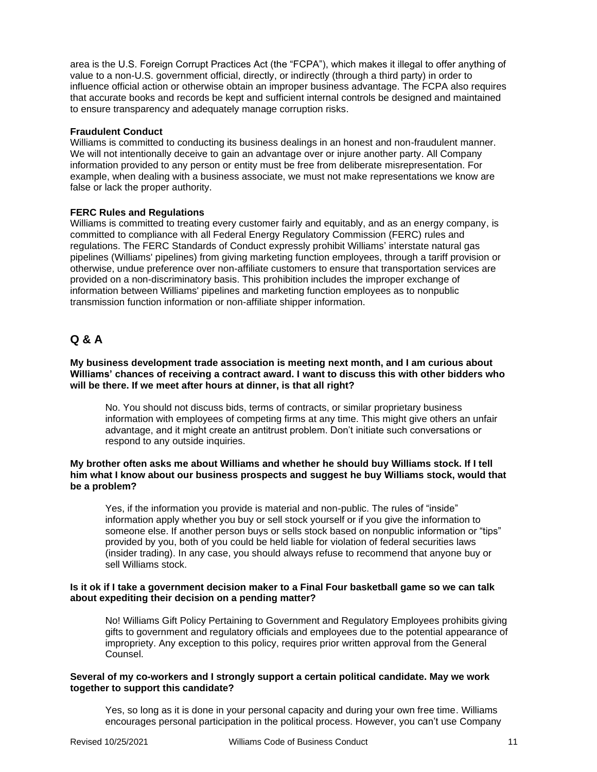area is the U.S. Foreign Corrupt Practices Act (the "FCPA"), which makes it illegal to offer anything of value to a non-U.S. government official, directly, or indirectly (through a third party) in order to influence official action or otherwise obtain an improper business advantage. The FCPA also requires that accurate books and records be kept and sufficient internal controls be designed and maintained to ensure transparency and adequately manage corruption risks.

**Fraudulent Conduct**

Williams is committed to conducting its business dealings in an honest and non-fraudulent manner. We will not intentionally deceive to gain an advantage over or injure another party. All Company information provided to any person or entity must be free from deliberate misrepresentation. For example, when dealing with a business associate, we must not make representations we know are false or lack the proper authority.

**FERC Rules and Regulations**

Williams is committed to treating every customer fairly and equitably, and as an energy company, is committed to compliance with all Federal Energy Regulatory Commission (FERC) rules and regulations. The FERC Standards of Conduct expressly prohibit Williams' interstate natural gas pipelines (Williams' pipelines) from giving marketing function employees, through a tariff provision or otherwise, undue preference over non-affiliate customers to ensure that transportation services are provided on a non-discriminatory basis. This prohibition includes the improper exchange of information between Williams' pipelines and marketing function employees as to nonpublic transmission function information or non-affiliate shipper information.

## Q & A

**My business development trade association is meeting next month, and I am curious about Williams' chances of receiving a contract award. I want to discuss this with other bidders who will be there. If we meet after hours at dinner, is that all right?**

> No. You should not discuss bids, terms of contracts, or similar proprietary business information with employees of competing firms at any time. This might give others an unfair advantage, and it might create an antitrust problem. Don't initiate such conversations or respond to any outside inquiries.

**My brother often asks me about Williams and whether he should buy Williams stock. If I tell him what I know about our business prospects and suggest he buy Williams stock, would that be a problem?**

> Yes, if the information you provide is material and non-public. The rules of "inside" information apply whether you buy or sell stock yourself or if you give the information to someone else. If another person buys or sells stock based on nonpublic information or "tips" provided by you, both of you could be held liable for violation of federal securities laws (insider trading). In any case, you should always refuse to recommend that anyone buy or sell Williams stock.

**Is it ok if I take a government decision maker to a Final Four basketball game so we can talk about expediting their decision on a pending matter?**

> No! Williams Gift Policy Pertaining to Government and Regulatory Employees prohibits giving gifts to government and regulatory officials and employees due to the potential appearance of impropriety. Any exception to this policy, requires prior written approval from the General Counsel.

**Several of my co-workers and I strongly support a certain political candidate. May we work together to support this candidate?**

> Yes, so long as it is done in your personal capacity and during your own free time. Williams encourages personal participation in the political process. However, you can't use Company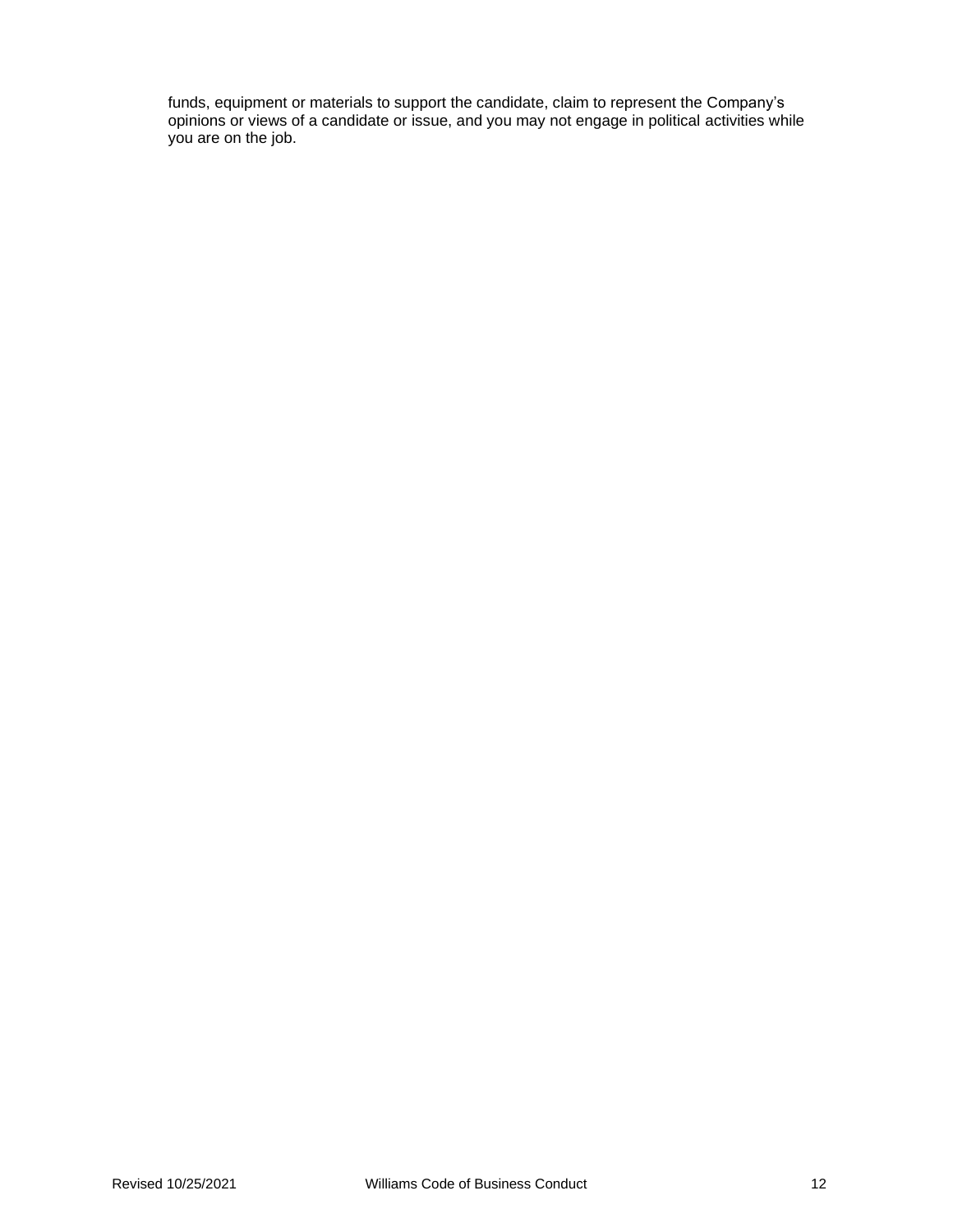funds, equipment or materials to support the candidate, claim to represent the Company's opinions or views of a candidate or issue, and you may not engage in political activities while you are on the job.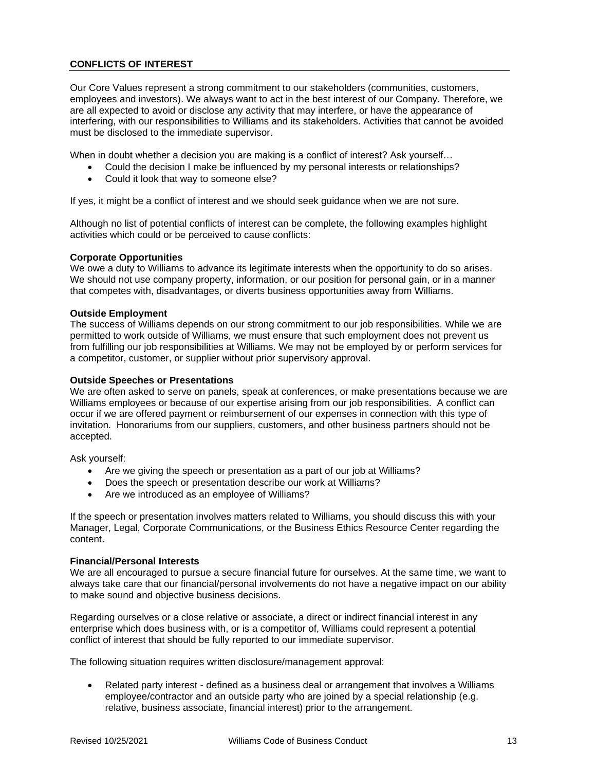## CONFLICTS OF INTEREST

Our Core Values represent a strong commitment to our stakeholders (communities, customers, employees and investors). We always want to act in the best interest of our Company. Therefore, we are all expected to avoid or disclose any activity that may interfere, or have the appearance of interfering, with our responsibilities to Williams and its stakeholders. Activities that cannot be avoided must be disclosed to the immediate supervisor.

When in doubt whether a decision you are making is a conflict of interest? Ask yourself…

- Could the decision I make be influenced by my personal interests or relationships?
- Could it look that way to someone else?

If yes, it might be a conflict of interest and we should seek guidance when we are not sure.

Although no list of potential conflicts of interest can be complete, the following examples highlight activities which could or be perceived to cause conflicts:

**Corporate Opportunities**
We owe a duty to Williams to advance its legitimate interests when the opportunity to do so arises. We should not use company property, information, or our position for personal gain, or in a manner that competes with, disadvantages, or diverts business opportunities away from Williams.

**Outside Employment**
The success of Williams depends on our strong commitment to our job responsibilities. While we are permitted to work outside of Williams, we must ensure that such employment does not prevent us from fulfilling our job responsibilities at Williams. We may not be employed by or perform services for a competitor, customer, or supplier without prior supervisory approval.

**Outside Speeches or Presentations**
We are often asked to serve on panels, speak at conferences, or make presentations because we are Williams employees or because of our expertise arising from our job responsibilities. A conflict can occur if we are offered payment or reimbursement of our expenses in connection with this type of invitation. Honorariums from our suppliers, customers, and other business partners should not be accepted.

Ask yourself:

- Are we giving the speech or presentation as a part of our job at Williams?
- Does the speech or presentation describe our work at Williams?
- Are we introduced as an employee of Williams?

If the speech or presentation involves matters related to Williams, you should discuss this with your Manager, Legal, Corporate Communications, or the Business Ethics Resource Center regarding the content.

**Financial/Personal Interests**
We are all encouraged to pursue a secure financial future for ourselves. At the same time, we want to always take care that our financial/personal involvements do not have a negative impact on our ability to make sound and objective business decisions.

Regarding ourselves or a close relative or associate, a direct or indirect financial interest in any enterprise which does business with, or is a competitor of, Williams could represent a potential conflict of interest that should be fully reported to our immediate supervisor.

The following situation requires written disclosure/management approval:

- Related party interest - defined as a business deal or arrangement that involves a Williams employee/contractor and an outside party who are joined by a special relationship (e.g. relative, business associate, financial interest) prior to the arrangement.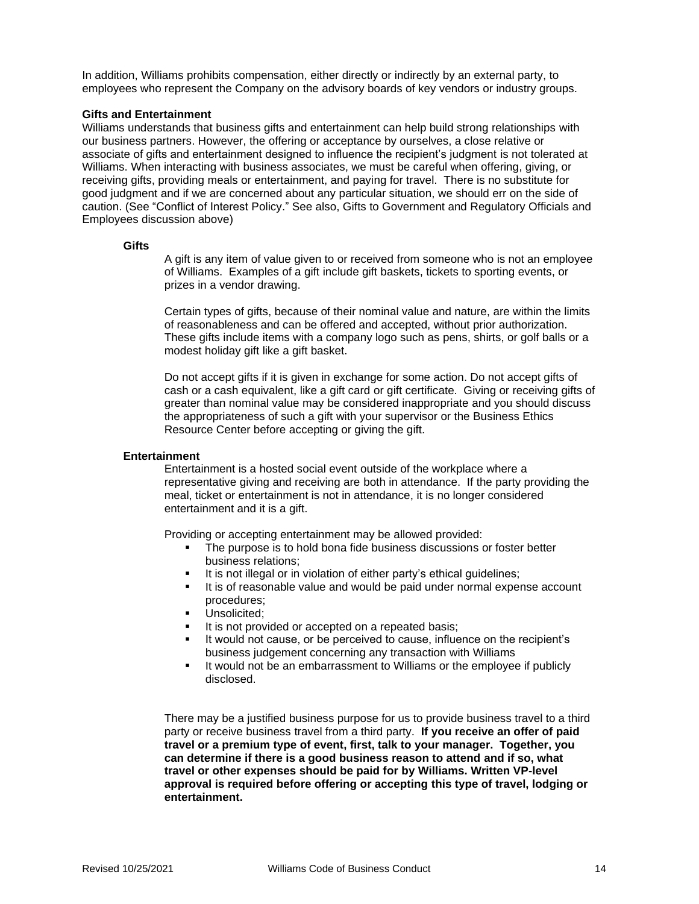In addition, Williams prohibits compensation, either directly or indirectly by an external party, to employees who represent the Company on the advisory boards of key vendors or industry groups.

**Gifts and Entertainment**

Williams understands that business gifts and entertainment can help build strong relationships with our business partners. However, the offering or acceptance by ourselves, a close relative or associate of gifts and entertainment designed to influence the recipient's judgment is not tolerated at Williams. When interacting with business associates, we must be careful when offering, giving, or receiving gifts, providing meals or entertainment, and paying for travel. There is no substitute for good judgment and if we are concerned about any particular situation, we should err on the side of caution. (See "Conflict of Interest Policy." See also, Gifts to Government and Regulatory Officials and Employees discussion above)

**Gifts**

A gift is any item of value given to or received from someone who is not an employee of Williams. Examples of a gift include gift baskets, tickets to sporting events, or prizes in a vendor drawing.

Certain types of gifts, because of their nominal value and nature, are within the limits of reasonableness and can be offered and accepted, without prior authorization. These gifts include items with a company logo such as pens, shirts, or golf balls or a modest holiday gift like a gift basket.

Do not accept gifts if it is given in exchange for some action. Do not accept gifts of cash or a cash equivalent, like a gift card or gift certificate. Giving or receiving gifts of greater than nominal value may be considered inappropriate and you should discuss the appropriateness of such a gift with your supervisor or the Business Ethics Resource Center before accepting or giving the gift.

**Entertainment**

Entertainment is a hosted social event outside of the workplace where a representative giving and receiving are both in attendance. If the party providing the meal, ticket or entertainment is not in attendance, it is no longer considered entertainment and it is a gift.

Providing or accepting entertainment may be allowed provided:

- The purpose is to hold bona fide business discussions or foster better business relations;
- It is not illegal or in violation of either party's ethical guidelines;
- It is of reasonable value and would be paid under normal expense account procedures;
- Unsolicited;
- It is not provided or accepted on a repeated basis;
- It would not cause, or be perceived to cause, influence on the recipient's business judgement concerning any transaction with Williams
- It would not be an embarrassment to Williams or the employee if publicly disclosed.

There may be a justified business purpose for us to provide business travel to a third party or receive business travel from a third party. **If you receive an offer of paid travel or a premium type of event, first, talk to your manager. Together, you can determine if there is a good business reason to attend and if so, what travel or other expenses should be paid for by Williams. Written VP-level approval is required before offering or accepting this type of travel, lodging or entertainment.**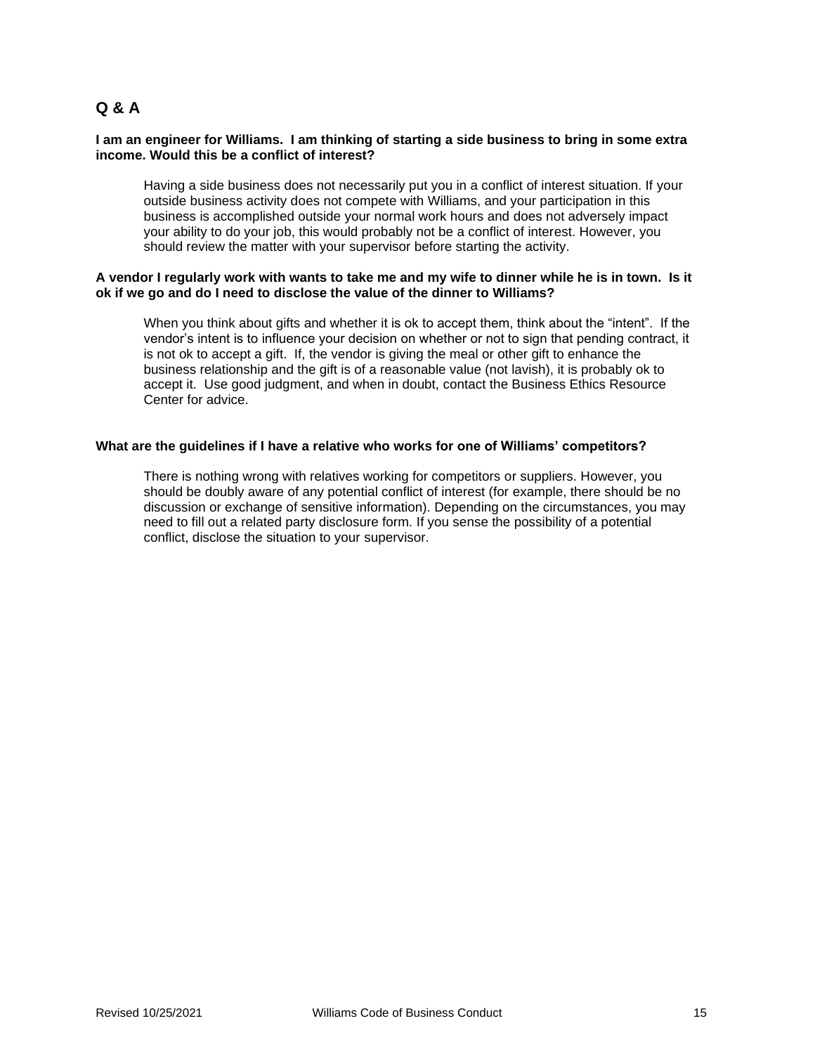## Q & A

**I am an engineer for Williams. I am thinking of starting a side business to bring in some extra income. Would this be a conflict of interest?**

Having a side business does not necessarily put you in a conflict of interest situation. If your outside business activity does not compete with Williams, and your participation in this business is accomplished outside your normal work hours and does not adversely impact your ability to do your job, this would probably not be a conflict of interest. However, you should review the matter with your supervisor before starting the activity.

**A vendor I regularly work with wants to take me and my wife to dinner while he is in town. Is it ok if we go and do I need to disclose the value of the dinner to Williams?**

When you think about gifts and whether it is ok to accept them, think about the "intent". If the vendor's intent is to influence your decision on whether or not to sign that pending contract, it is not ok to accept a gift. If, the vendor is giving the meal or other gift to enhance the business relationship and the gift is of a reasonable value (not lavish), it is probably ok to accept it. Use good judgment, and when in doubt, contact the Business Ethics Resource Center for advice.

**What are the guidelines if I have a relative who works for one of Williams' competitors?**

There is nothing wrong with relatives working for competitors or suppliers. However, you should be doubly aware of any potential conflict of interest (for example, there should be no discussion or exchange of sensitive information). Depending on the circumstances, you may need to fill out a related party disclosure form. If you sense the possibility of a potential conflict, disclose the situation to your supervisor.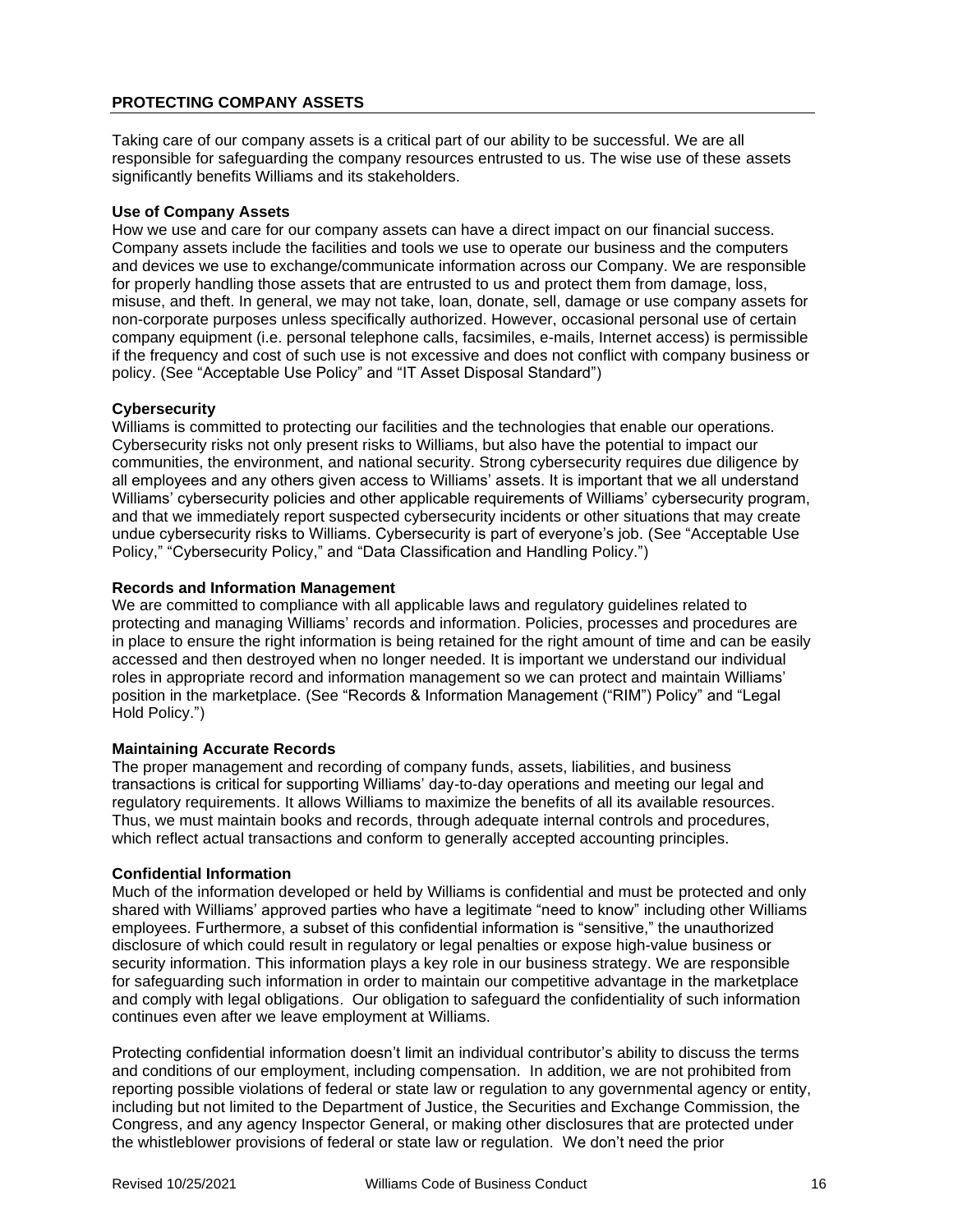## PROTECTING COMPANY ASSETS

Taking care of our company assets is a critical part of our ability to be successful. We are all responsible for safeguarding the company resources entrusted to us. The wise use of these assets significantly benefits Williams and its stakeholders.

### Use of Company Assets

How we use and care for our company assets can have a direct impact on our financial success. Company assets include the facilities and tools we use to operate our business and the computers and devices we use to exchange/communicate information across our Company. We are responsible for properly handling those assets that are entrusted to us and protect them from damage, loss, misuse, and theft. In general, we may not take, loan, donate, sell, damage or use company assets for non-corporate purposes unless specifically authorized. However, occasional personal use of certain company equipment (i.e. personal telephone calls, facsimiles, e-mails, Internet access) is permissible if the frequency and cost of such use is not excessive and does not conflict with company business or policy. (See "Acceptable Use Policy" and "IT Asset Disposal Standard")

### Cybersecurity

Williams is committed to protecting our facilities and the technologies that enable our operations. Cybersecurity risks not only present risks to Williams, but also have the potential to impact our communities, the environment, and national security. Strong cybersecurity requires due diligence by all employees and any others given access to Williams' assets. It is important that we all understand Williams' cybersecurity policies and other applicable requirements of Williams' cybersecurity program, and that we immediately report suspected cybersecurity incidents or other situations that may create undue cybersecurity risks to Williams. Cybersecurity is part of everyone's job. (See "Acceptable Use Policy," "Cybersecurity Policy," and "Data Classification and Handling Policy.")

### Records and Information Management

We are committed to compliance with all applicable laws and regulatory guidelines related to protecting and managing Williams' records and information. Policies, processes and procedures are in place to ensure the right information is being retained for the right amount of time and can be easily accessed and then destroyed when no longer needed. It is important we understand our individual roles in appropriate record and information management so we can protect and maintain Williams' position in the marketplace. (See "Records & Information Management ("RIM") Policy" and "Legal Hold Policy.")

### Maintaining Accurate Records

The proper management and recording of company funds, assets, liabilities, and business transactions is critical for supporting Williams' day-to-day operations and meeting our legal and regulatory requirements. It allows Williams to maximize the benefits of all its available resources. Thus, we must maintain books and records, through adequate internal controls and procedures, which reflect actual transactions and conform to generally accepted accounting principles.

### Confidential Information

Much of the information developed or held by Williams is confidential and must be protected and only shared with Williams' approved parties who have a legitimate "need to know" including other Williams employees. Furthermore, a subset of this confidential information is "sensitive," the unauthorized disclosure of which could result in regulatory or legal penalties or expose high-value business or security information. This information plays a key role in our business strategy. We are responsible for safeguarding such information in order to maintain our competitive advantage in the marketplace and comply with legal obligations. Our obligation to safeguard the confidentiality of such information continues even after we leave employment at Williams.

Protecting confidential information doesn't limit an individual contributor's ability to discuss the terms and conditions of our employment, including compensation. In addition, we are not prohibited from reporting possible violations of federal or state law or regulation to any governmental agency or entity, including but not limited to the Department of Justice, the Securities and Exchange Commission, the Congress, and any agency Inspector General, or making other disclosures that are protected under the whistleblower provisions of federal or state law or regulation. We don't need the prior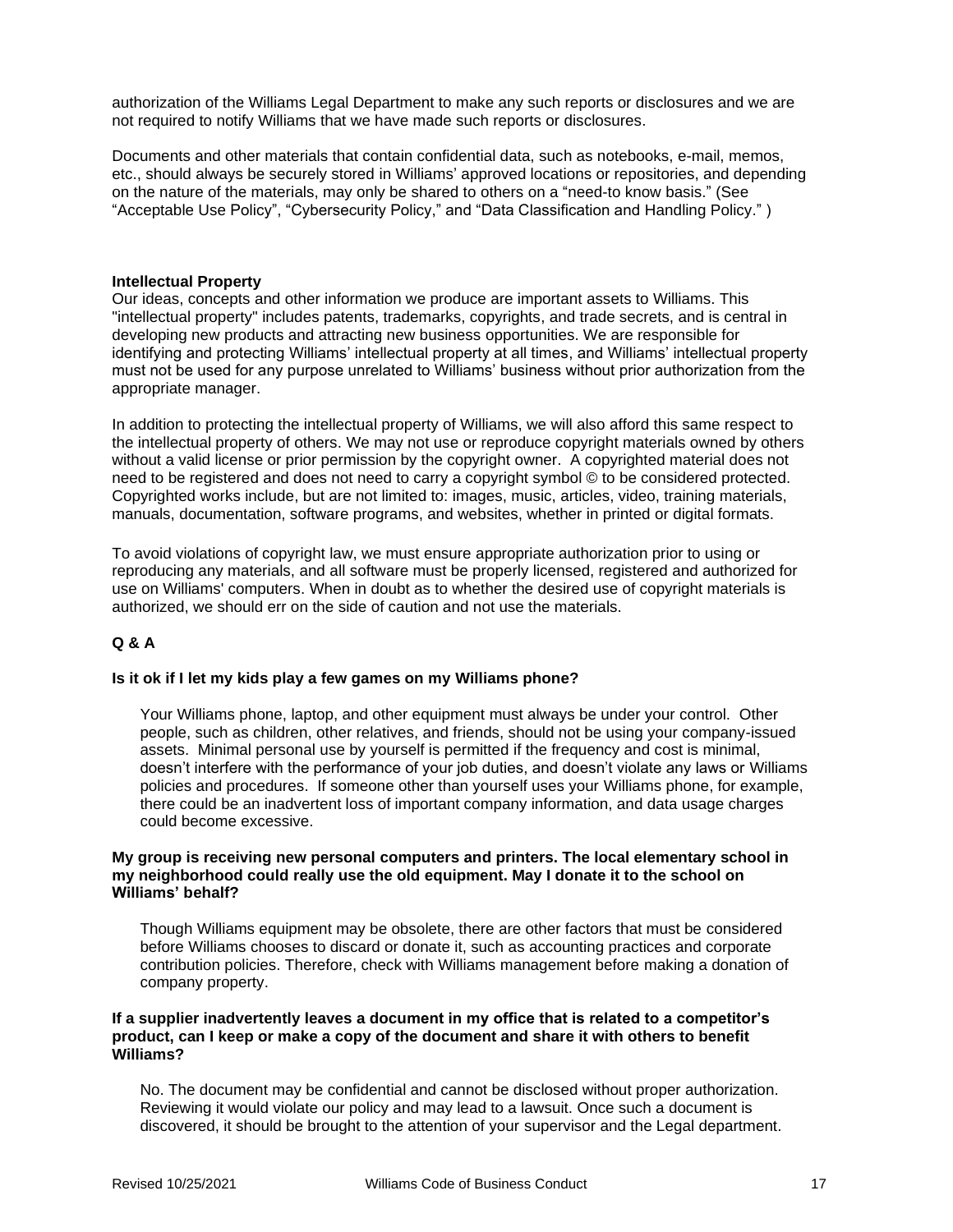authorization of the Williams Legal Department to make any such reports or disclosures and we are not required to notify Williams that we have made such reports or disclosures.

Documents and other materials that contain confidential data, such as notebooks, e-mail, memos, etc., should always be securely stored in Williams' approved locations or repositories, and depending on the nature of the materials, may only be shared to others on a "need-to know basis." (See "Acceptable Use Policy", "Cybersecurity Policy," and "Data Classification and Handling Policy." )

**Intellectual Property**

Our ideas, concepts and other information we produce are important assets to Williams. This "intellectual property" includes patents, trademarks, copyrights, and trade secrets, and is central in developing new products and attracting new business opportunities. We are responsible for identifying and protecting Williams' intellectual property at all times, and Williams' intellectual property must not be used for any purpose unrelated to Williams' business without prior authorization from the appropriate manager.

In addition to protecting the intellectual property of Williams, we will also afford this same respect to the intellectual property of others. We may not use or reproduce copyright materials owned by others without a valid license or prior permission by the copyright owner. A copyrighted material does not need to be registered and does not need to carry a copyright symbol © to be considered protected. Copyrighted works include, but are not limited to: images, music, articles, video, training materials, manuals, documentation, software programs, and websites, whether in printed or digital formats.

To avoid violations of copyright law, we must ensure appropriate authorization prior to using or reproducing any materials, and all software must be properly licensed, registered and authorized for use on Williams' computers. When in doubt as to whether the desired use of copyright materials is authorized, we should err on the side of caution and not use the materials.

**Q & A**

**Is it ok if I let my kids play a few games on my Williams phone?**

Your Williams phone, laptop, and other equipment must always be under your control. Other people, such as children, other relatives, and friends, should not be using your company-issued assets. Minimal personal use by yourself is permitted if the frequency and cost is minimal, doesn't interfere with the performance of your job duties, and doesn't violate any laws or Williams policies and procedures. If someone other than yourself uses your Williams phone, for example, there could be an inadvertent loss of important company information, and data usage charges could become excessive.

**My group is receiving new personal computers and printers. The local elementary school in my neighborhood could really use the old equipment. May I donate it to the school on Williams' behalf?**

Though Williams equipment may be obsolete, there are other factors that must be considered before Williams chooses to discard or donate it, such as accounting practices and corporate contribution policies. Therefore, check with Williams management before making a donation of company property.

**If a supplier inadvertently leaves a document in my office that is related to a competitor's product, can I keep or make a copy of the document and share it with others to benefit Williams?**

No. The document may be confidential and cannot be disclosed without proper authorization. Reviewing it would violate our policy and may lead to a lawsuit. Once such a document is discovered, it should be brought to the attention of your supervisor and the Legal department.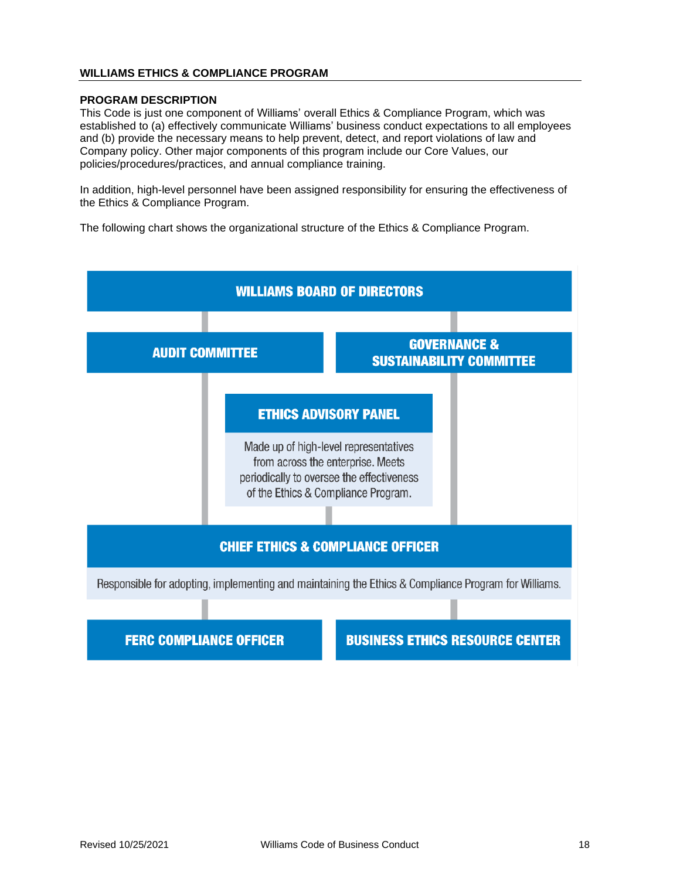## WILLIAMS ETHICS & COMPLIANCE PROGRAM

### PROGRAM DESCRIPTION

This Code is just one component of Williams' overall Ethics & Compliance Program, which was established to (a) effectively communicate Williams' business conduct expectations to all employees and (b) provide the necessary means to help prevent, detect, and report violations of law and Company policy. Other major components of this program include our Core Values, our policies/procedures/practices, and annual compliance training.

In addition, high-level personnel have been assigned responsibility for ensuring the effectiveness of the Ethics & Compliance Program.

The following chart shows the organizational structure of the Ethics & Compliance Program.

**WILLIAMS BOARD OF DIRECTORS**

**AUDIT COMMITTEE**

**GOVERNANCE & SUSTAINABILITY COMMITTEE**

**ETHICS ADVISORY PANEL**

Made up of high-level representatives from across the enterprise. Meets periodically to oversee the effectiveness of the Ethics & Compliance Program.

**CHIEF ETHICS & COMPLIANCE OFFICER**

Responsible for adopting, implementing and maintaining the Ethics & Compliance Program for Williams.

**FERC COMPLIANCE OFFICER**

**BUSINESS ETHICS RESOURCE CENTER**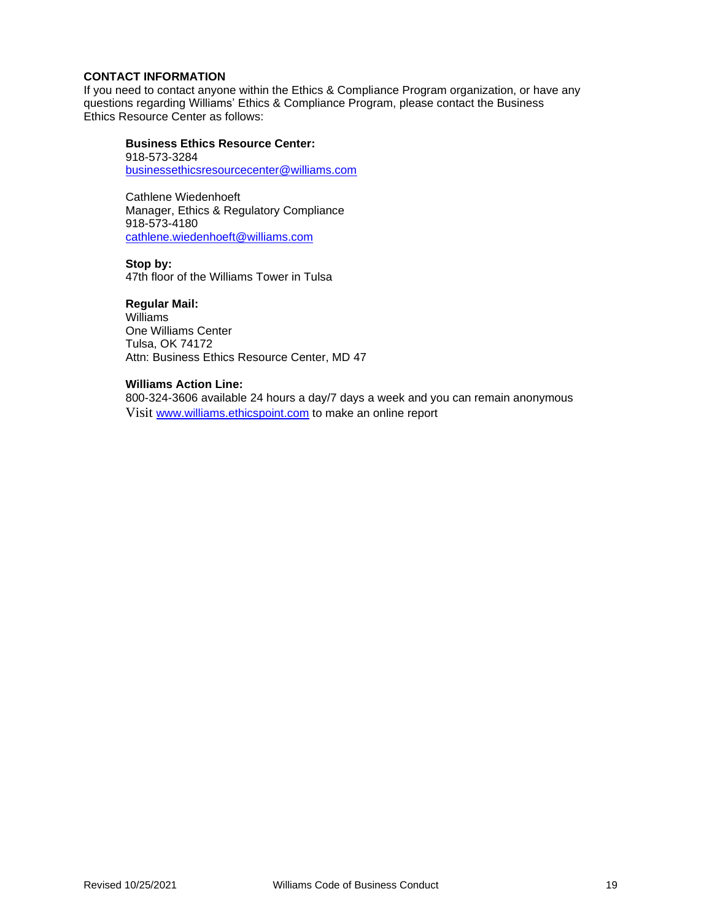## CONTACT INFORMATION

If you need to contact anyone within the Ethics & Compliance Program organization, or have any questions regarding Williams' Ethics & Compliance Program, please contact the Business Ethics Resource Center as follows:

**Business Ethics Resource Center:**
918-573-3284
businessethicsresourcecenter@williams.com

Cathlene Wiedenhoeft
Manager, Ethics & Regulatory Compliance
918-573-4180
cathlene.wiedenhoeft@williams.com

**Stop by:**
47th floor of the Williams Tower in Tulsa

**Regular Mail:**
Williams
One Williams Center
Tulsa, OK 74172
Attn: Business Ethics Resource Center, MD 47

**Williams Action Line:**
800-324-3606 available 24 hours a day/7 days a week and you can remain anonymous
Visit www.williams.ethicspoint.com to make an online report